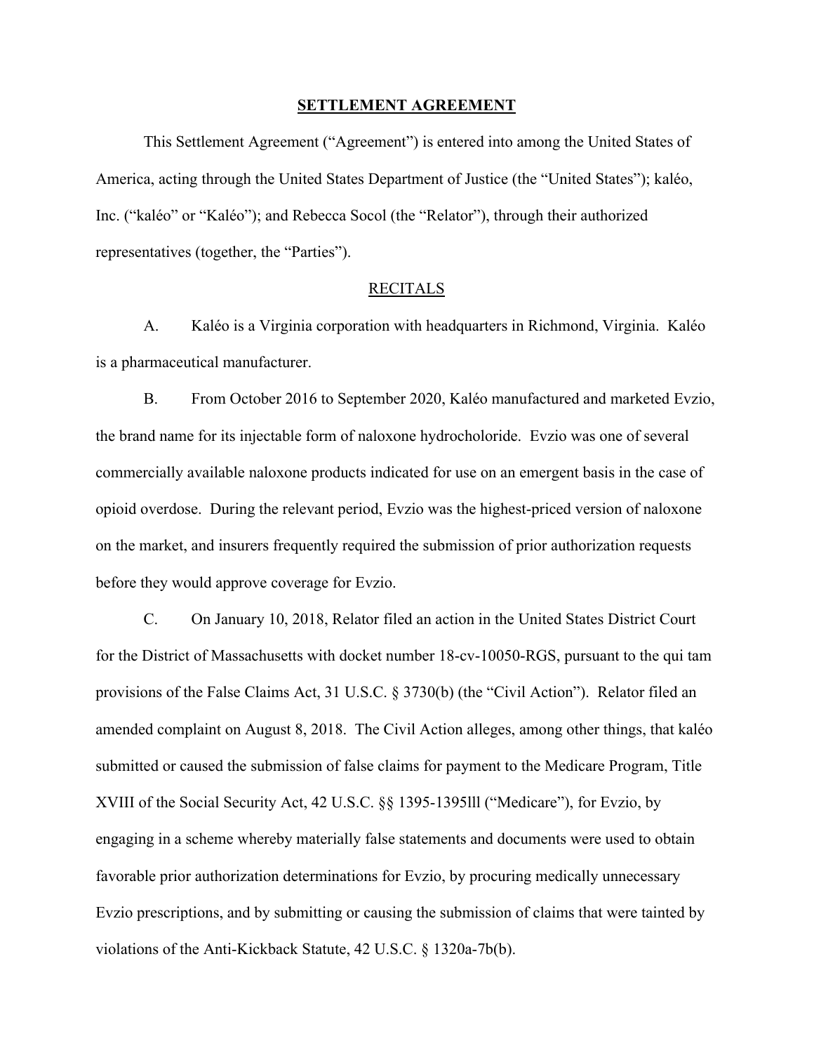# SETTLEMENT AGREEMENT

This Settlement Agreement ("Agreement") is entered into among the United States of America, acting through the United States Department of Justice (the "United States"); kaléo, Inc. ("kaléo" or "Kaléo"); and Rebecca Socol (the "Relator"), through their authorized representatives (together, the "Parties").

## RECITALS

A. Kaléo is a Virginia corporation with headquarters in Richmond, Virginia. Kaléo is a pharmaceutical manufacturer.

B. From October 2016 to September 2020, Kaléo manufactured and marketed Evzio, the brand name for its injectable form of naloxone hydrocholoride. Evzio was one of several commercially available naloxone products indicated for use on an emergent basis in the case of opioid overdose. During the relevant period, Evzio was the highest-priced version of naloxone on the market, and insurers frequently required the submission of prior authorization requests before they would approve coverage for Evzio.

C. On January 10, 2018, Relator filed an action in the United States District Court for the District of Massachusetts with docket number 18-cv-10050-RGS, pursuant to the qui tam provisions of the False Claims Act, 31 U.S.C. § 3730(b) (the "Civil Action"). Relator filed an amended complaint on August 8, 2018. The Civil Action alleges, among other things, that kaléo submitted or caused the submission of false claims for payment to the Medicare Program, Title XVIII of the Social Security Act, 42 U.S.C. §§ 1395-1395lll ("Medicare"), for Evzio, by engaging in a scheme whereby materially false statements and documents were used to obtain favorable prior authorization determinations for Evzio, by procuring medically unnecessary Evzio prescriptions, and by submitting or causing the submission of claims that were tainted by violations of the Anti-Kickback Statute, 42 U.S.C. § 1320a-7b(b).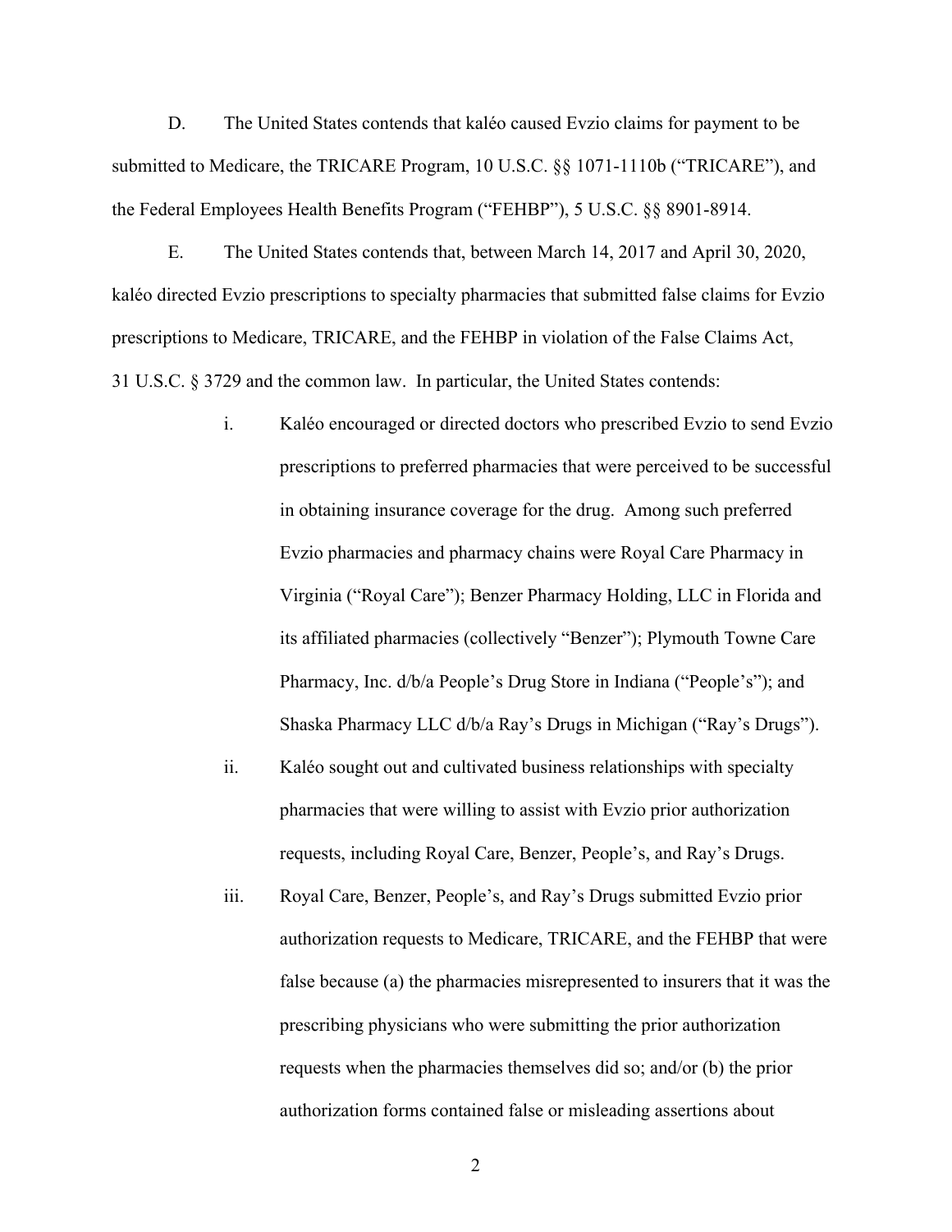D. The United States contends that kaléo caused Evzio claims for payment to be submitted to Medicare, the TRICARE Program, 10 U.S.C. §§ 1071-1110b ("TRICARE"), and the Federal Employees Health Benefits Program ("FEHBP"), 5 U.S.C. §§ 8901-8914.

E. The United States contends that, between March 14, 2017 and April 30, 2020, kaléo directed Evzio prescriptions to specialty pharmacies that submitted false claims for Evzio prescriptions to Medicare, TRICARE, and the FEHBP in violation of the False Claims Act, 31 U.S.C. § 3729 and the common law. In particular, the United States contends:

i. Kaléo encouraged or directed doctors who prescribed Evzio to send Evzio prescriptions to preferred pharmacies that were perceived to be successful in obtaining insurance coverage for the drug. Among such preferred Evzio pharmacies and pharmacy chains were Royal Care Pharmacy in Virginia ("Royal Care"); Benzer Pharmacy Holding, LLC in Florida and its affiliated pharmacies (collectively "Benzer"); Plymouth Towne Care Pharmacy, Inc. d/b/a People's Drug Store in Indiana ("People's"); and Shaska Pharmacy LLC d/b/a Ray's Drugs in Michigan ("Ray's Drugs").

ii. Kaléo sought out and cultivated business relationships with specialty pharmacies that were willing to assist with Evzio prior authorization requests, including Royal Care, Benzer, People's, and Ray's Drugs.

iii. Royal Care, Benzer, People's, and Ray's Drugs submitted Evzio prior authorization requests to Medicare, TRICARE, and the FEHBP that were false because (a) the pharmacies misrepresented to insurers that it was the prescribing physicians who were submitting the prior authorization requests when the pharmacies themselves did so; and/or (b) the prior authorization forms contained false or misleading assertions about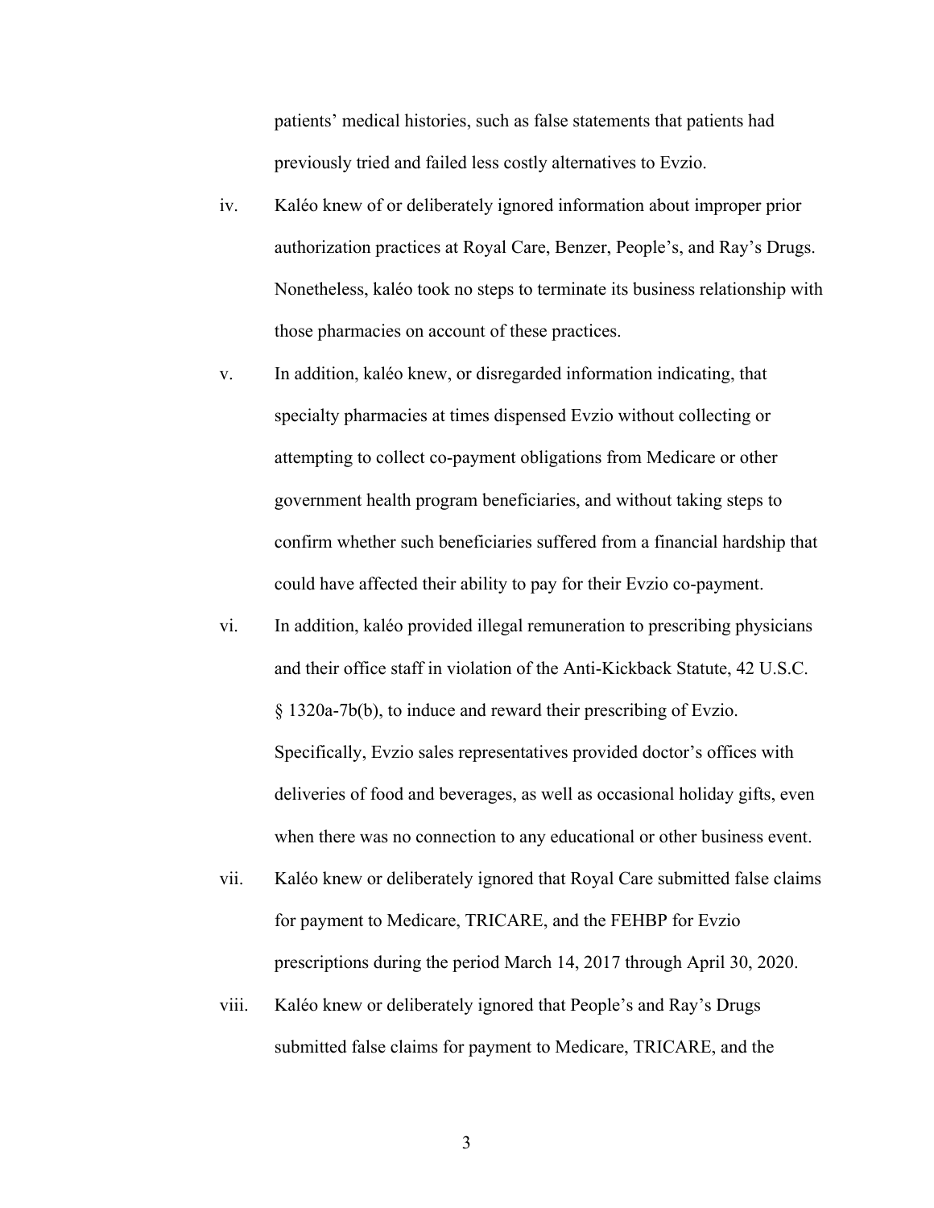patients' medical histories, such as false statements that patients had previously tried and failed less costly alternatives to Evzio.

iv. Kaléo knew of or deliberately ignored information about improper prior authorization practices at Royal Care, Benzer, People's, and Ray's Drugs. Nonetheless, kaléo took no steps to terminate its business relationship with those pharmacies on account of these practices.

v. In addition, kaléo knew, or disregarded information indicating, that specialty pharmacies at times dispensed Evzio without collecting or attempting to collect co-payment obligations from Medicare or other government health program beneficiaries, and without taking steps to confirm whether such beneficiaries suffered from a financial hardship that could have affected their ability to pay for their Evzio co-payment.

vi. In addition, kaléo provided illegal remuneration to prescribing physicians and their office staff in violation of the Anti-Kickback Statute, 42 U.S.C. § 1320a-7b(b), to induce and reward their prescribing of Evzio. Specifically, Evzio sales representatives provided doctor's offices with deliveries of food and beverages, as well as occasional holiday gifts, even when there was no connection to any educational or other business event.

vii. Kaléo knew or deliberately ignored that Royal Care submitted false claims for payment to Medicare, TRICARE, and the FEHBP for Evzio prescriptions during the period March 14, 2017 through April 30, 2020.

viii. Kaléo knew or deliberately ignored that People's and Ray's Drugs submitted false claims for payment to Medicare, TRICARE, and the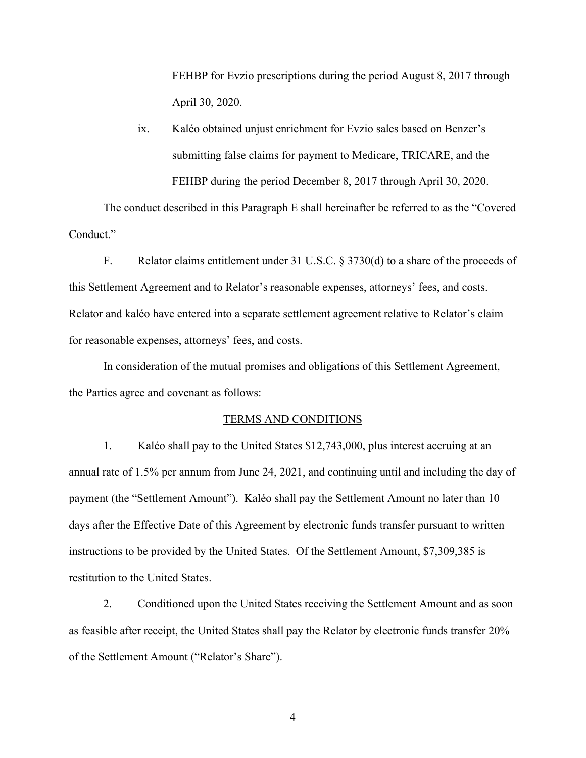FEHBP for Evzio prescriptions during the period August 8, 2017 through April 30, 2020.

ix. Kaléo obtained unjust enrichment for Evzio sales based on Benzer's submitting false claims for payment to Medicare, TRICARE, and the FEHBP during the period December 8, 2017 through April 30, 2020.

The conduct described in this Paragraph E shall hereinafter be referred to as the "Covered Conduct."

F. Relator claims entitlement under 31 U.S.C. § 3730(d) to a share of the proceeds of this Settlement Agreement and to Relator's reasonable expenses, attorneys' fees, and costs. Relator and kaléo have entered into a separate settlement agreement relative to Relator's claim for reasonable expenses, attorneys' fees, and costs.

In consideration of the mutual promises and obligations of this Settlement Agreement, the Parties agree and covenant as follows:

## TERMS AND CONDITIONS

1. Kaléo shall pay to the United States $12,743,000, plus interest accruing at an annual rate of 1.5% per annum from June 24, 2021, and continuing until and including the day of payment (the "Settlement Amount"). Kaléo shall pay the Settlement Amount no later than 10 days after the Effective Date of this Agreement by electronic funds transfer pursuant to written instructions to be provided by the United States. Of the Settlement Amount, $7,309,385 is restitution to the United States.

2. Conditioned upon the United States receiving the Settlement Amount and as soon as feasible after receipt, the United States shall pay the Relator by electronic funds transfer 20% of the Settlement Amount ("Relator's Share").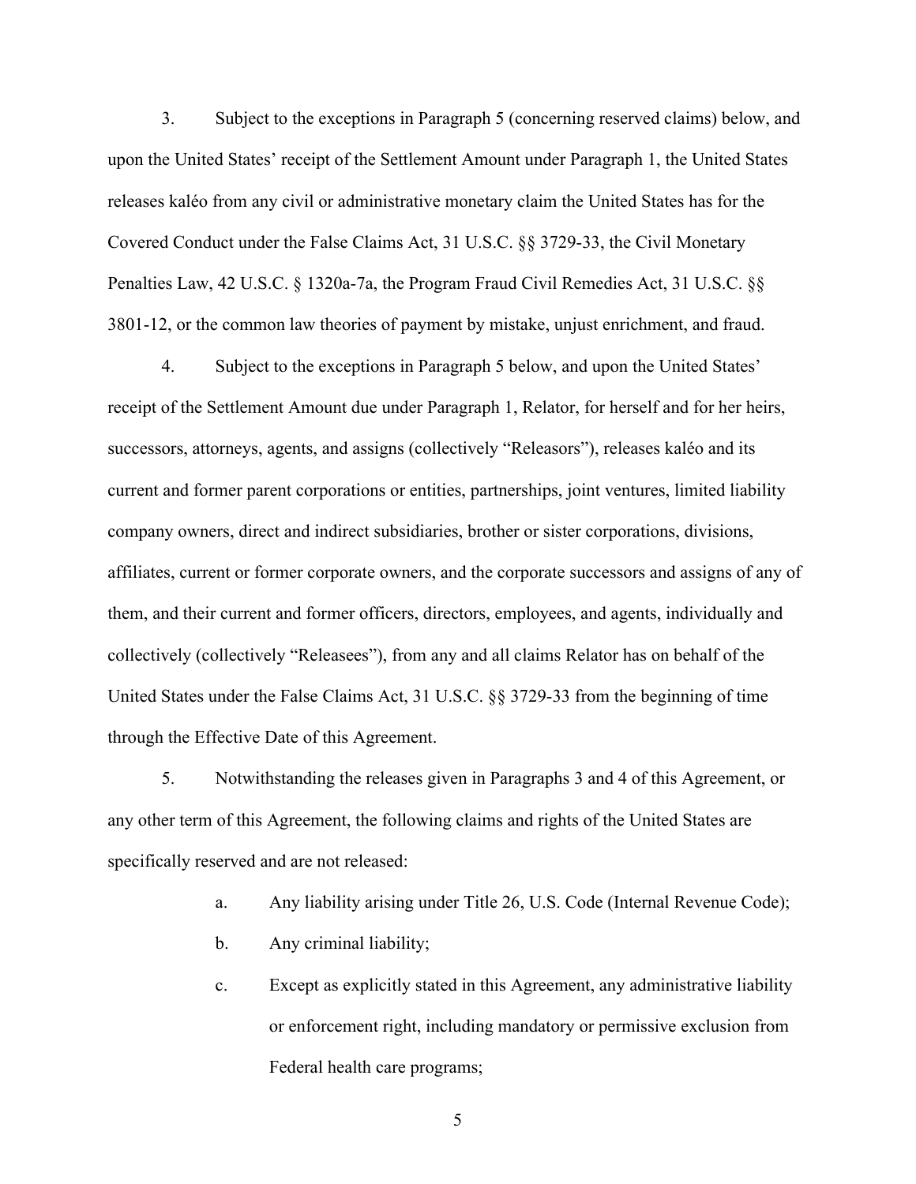3. Subject to the exceptions in Paragraph 5 (concerning reserved claims) below, and upon the United States' receipt of the Settlement Amount under Paragraph 1, the United States releases kaléo from any civil or administrative monetary claim the United States has for the Covered Conduct under the False Claims Act, 31 U.S.C. §§ 3729-33, the Civil Monetary Penalties Law, 42 U.S.C. § 1320a-7a, the Program Fraud Civil Remedies Act, 31 U.S.C. §§ 3801-12, or the common law theories of payment by mistake, unjust enrichment, and fraud.

4. Subject to the exceptions in Paragraph 5 below, and upon the United States' receipt of the Settlement Amount due under Paragraph 1, Relator, for herself and for her heirs, successors, attorneys, agents, and assigns (collectively "Releasors"), releases kaléo and its current and former parent corporations or entities, partnerships, joint ventures, limited liability company owners, direct and indirect subsidiaries, brother or sister corporations, divisions, affiliates, current or former corporate owners, and the corporate successors and assigns of any of them, and their current and former officers, directors, employees, and agents, individually and collectively (collectively "Releasees"), from any and all claims Relator has on behalf of the United States under the False Claims Act, 31 U.S.C. §§ 3729-33 from the beginning of time through the Effective Date of this Agreement.

5. Notwithstanding the releases given in Paragraphs 3 and 4 of this Agreement, or any other term of this Agreement, the following claims and rights of the United States are specifically reserved and are not released:

   a. Any liability arising under Title 26, U.S. Code (Internal Revenue Code);

   b. Any criminal liability;

   c. Except as explicitly stated in this Agreement, any administrative liability or enforcement right, including mandatory or permissive exclusion from Federal health care programs;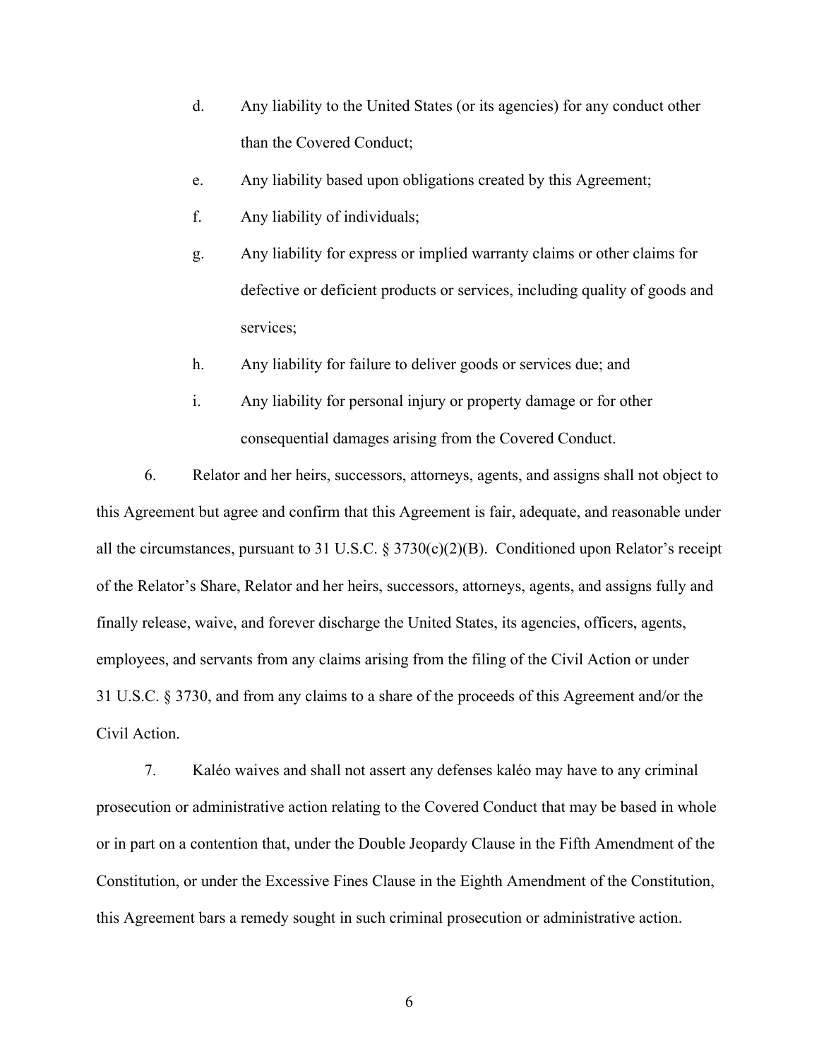d. Any liability to the United States (or its agencies) for any conduct other than the Covered Conduct;

e. Any liability based upon obligations created by this Agreement;

f. Any liability of individuals;

g. Any liability for express or implied warranty claims or other claims for defective or deficient products or services, including quality of goods and services;

h. Any liability for failure to deliver goods or services due; and

i. Any liability for personal injury or property damage or for other consequential damages arising from the Covered Conduct.

6. Relator and her heirs, successors, attorneys, agents, and assigns shall not object to this Agreement but agree and confirm that this Agreement is fair, adequate, and reasonable under all the circumstances, pursuant to 31 U.S.C. § 3730(c)(2)(B). Conditioned upon Relator's receipt of the Relator's Share, Relator and her heirs, successors, attorneys, agents, and assigns fully and finally release, waive, and forever discharge the United States, its agencies, officers, agents, employees, and servants from any claims arising from the filing of the Civil Action or under 31 U.S.C. § 3730, and from any claims to a share of the proceeds of this Agreement and/or the Civil Action.

7. Kaléo waives and shall not assert any defenses kaléo may have to any criminal prosecution or administrative action relating to the Covered Conduct that may be based in whole or in part on a contention that, under the Double Jeopardy Clause in the Fifth Amendment of the Constitution, or under the Excessive Fines Clause in the Eighth Amendment of the Constitution, this Agreement bars a remedy sought in such criminal prosecution or administrative action.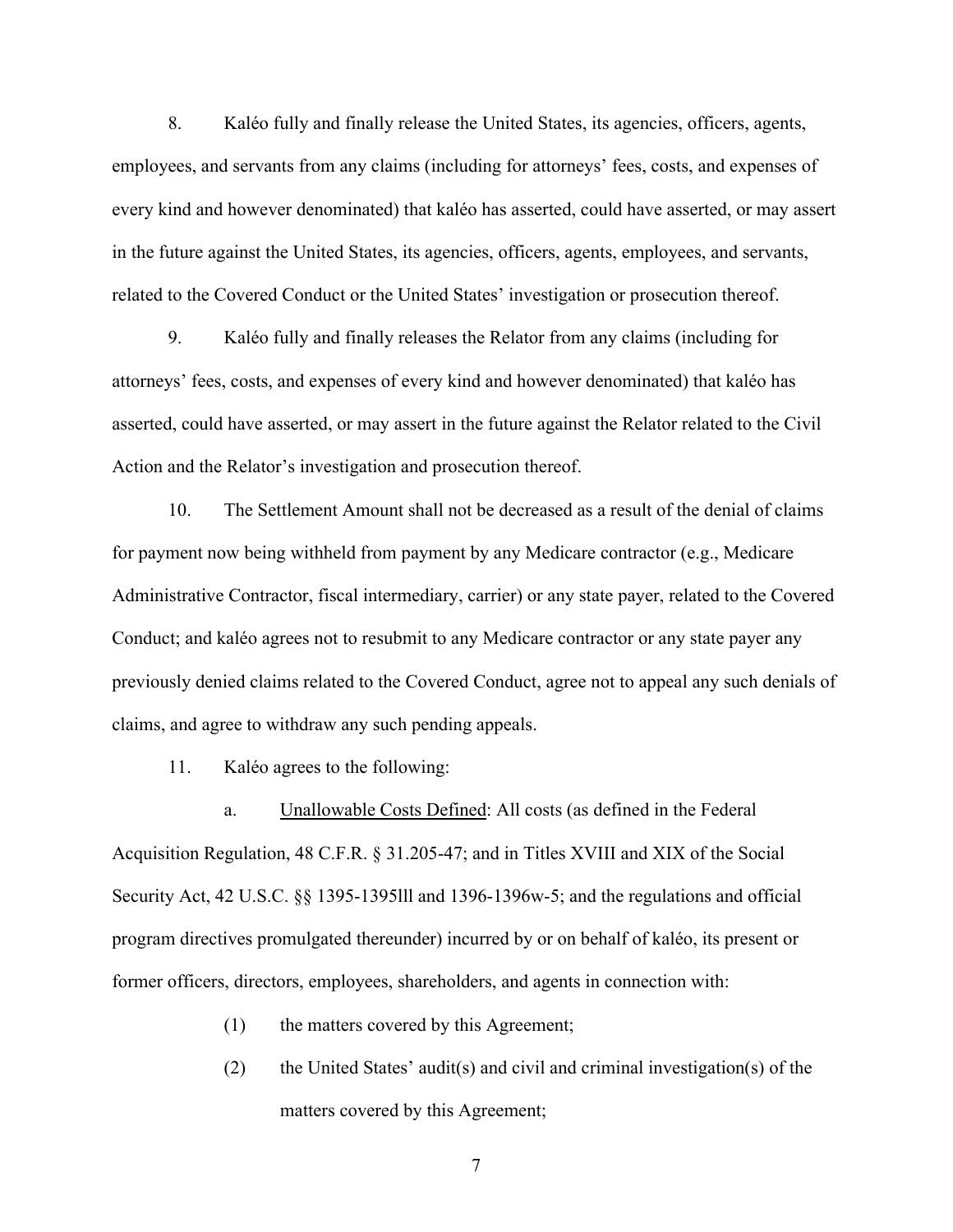8. Kaléo fully and finally release the United States, its agencies, officers, agents, employees, and servants from any claims (including for attorneys' fees, costs, and expenses of every kind and however denominated) that kaléo has asserted, could have asserted, or may assert in the future against the United States, its agencies, officers, agents, employees, and servants, related to the Covered Conduct or the United States' investigation or prosecution thereof.

9. Kaléo fully and finally releases the Relator from any claims (including for attorneys' fees, costs, and expenses of every kind and however denominated) that kaléo has asserted, could have asserted, or may assert in the future against the Relator related to the Civil Action and the Relator's investigation and prosecution thereof.

10. The Settlement Amount shall not be decreased as a result of the denial of claims for payment now being withheld from payment by any Medicare contractor (e.g., Medicare Administrative Contractor, fiscal intermediary, carrier) or any state payer, related to the Covered Conduct; and kaléo agrees not to resubmit to any Medicare contractor or any state payer any previously denied claims related to the Covered Conduct, agree not to appeal any such denials of claims, and agree to withdraw any such pending appeals.

11. Kaléo agrees to the following:

a. Unallowable Costs Defined: All costs (as defined in the Federal Acquisition Regulation, 48 C.F.R. § 31.205-47; and in Titles XVIII and XIX of the Social Security Act, 42 U.S.C. §§ 1395-1395lll and 1396-1396w-5; and the regulations and official program directives promulgated thereunder) incurred by or on behalf of kaléo, its present or former officers, directors, employees, shareholders, and agents in connection with:

(1) the matters covered by this Agreement;

(2) the United States' audit(s) and civil and criminal investigation(s) of the matters covered by this Agreement;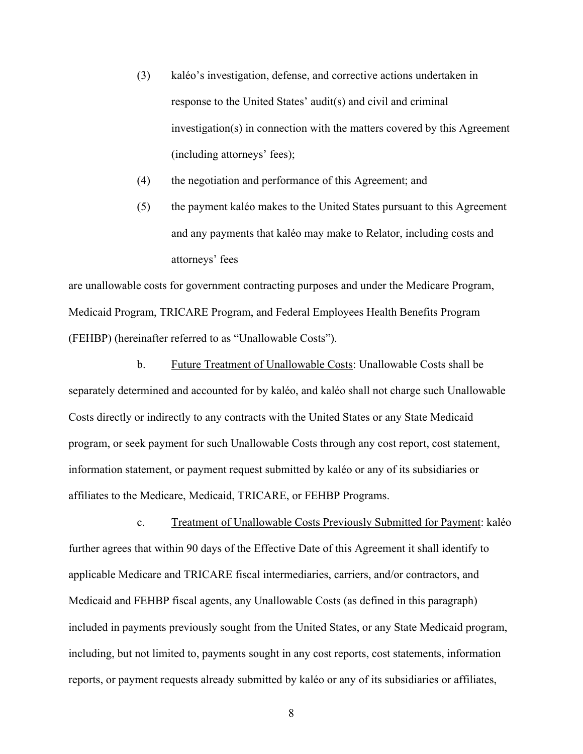(3) kaléo's investigation, defense, and corrective actions undertaken in response to the United States' audit(s) and civil and criminal investigation(s) in connection with the matters covered by this Agreement (including attorneys' fees);

(4) the negotiation and performance of this Agreement; and

(5) the payment kaléo makes to the United States pursuant to this Agreement and any payments that kaléo may make to Relator, including costs and attorneys' fees

are unallowable costs for government contracting purposes and under the Medicare Program, Medicaid Program, TRICARE Program, and Federal Employees Health Benefits Program (FEHBP) (hereinafter referred to as "Unallowable Costs").

b. Future Treatment of Unallowable Costs: Unallowable Costs shall be separately determined and accounted for by kaléo, and kaléo shall not charge such Unallowable Costs directly or indirectly to any contracts with the United States or any State Medicaid program, or seek payment for such Unallowable Costs through any cost report, cost statement, information statement, or payment request submitted by kaléo or any of its subsidiaries or affiliates to the Medicare, Medicaid, TRICARE, or FEHBP Programs.

c. Treatment of Unallowable Costs Previously Submitted for Payment: kaléo further agrees that within 90 days of the Effective Date of this Agreement it shall identify to applicable Medicare and TRICARE fiscal intermediaries, carriers, and/or contractors, and Medicaid and FEHBP fiscal agents, any Unallowable Costs (as defined in this paragraph) included in payments previously sought from the United States, or any State Medicaid program, including, but not limited to, payments sought in any cost reports, cost statements, information reports, or payment requests already submitted by kaléo or any of its subsidiaries or affiliates,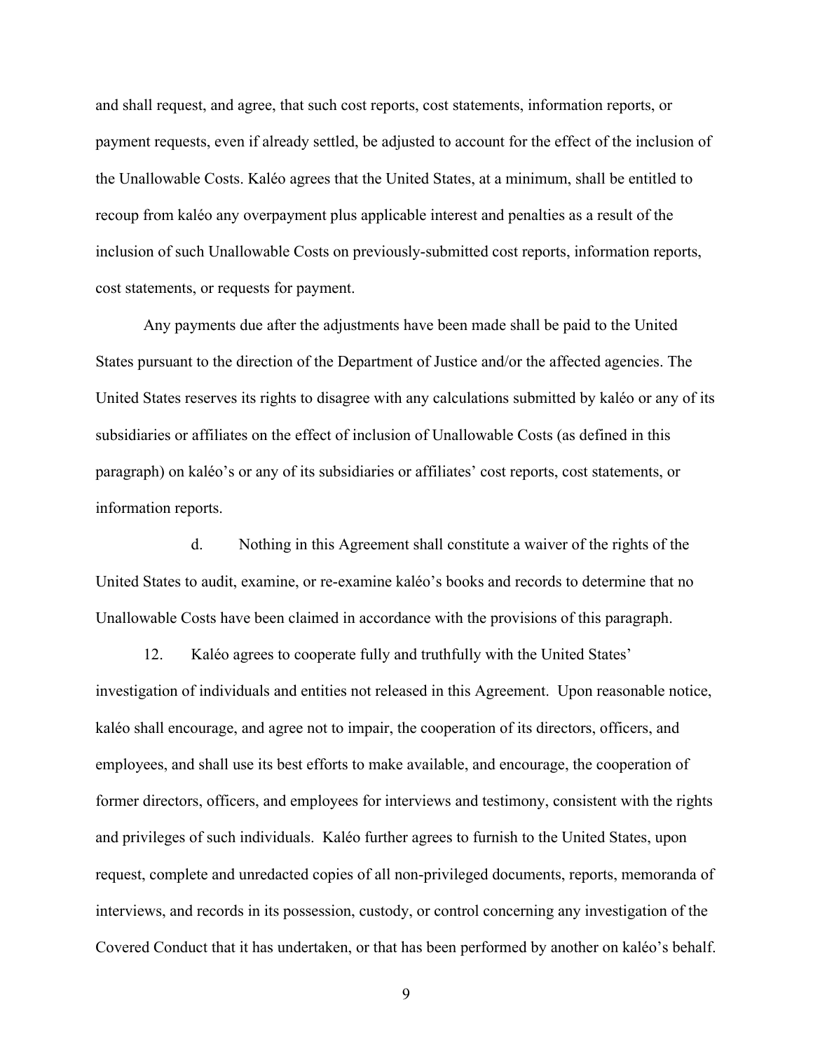and shall request, and agree, that such cost reports, cost statements, information reports, or payment requests, even if already settled, be adjusted to account for the effect of the inclusion of the Unallowable Costs. Kaléo agrees that the United States, at a minimum, shall be entitled to recoup from kaléo any overpayment plus applicable interest and penalties as a result of the inclusion of such Unallowable Costs on previously-submitted cost reports, information reports, cost statements, or requests for payment.

Any payments due after the adjustments have been made shall be paid to the United States pursuant to the direction of the Department of Justice and/or the affected agencies. The United States reserves its rights to disagree with any calculations submitted by kaléo or any of its subsidiaries or affiliates on the effect of inclusion of Unallowable Costs (as defined in this paragraph) on kaléo's or any of its subsidiaries or affiliates' cost reports, cost statements, or information reports.

d. Nothing in this Agreement shall constitute a waiver of the rights of the United States to audit, examine, or re-examine kaléo's books and records to determine that no Unallowable Costs have been claimed in accordance with the provisions of this paragraph.

12. Kaléo agrees to cooperate fully and truthfully with the United States' investigation of individuals and entities not released in this Agreement. Upon reasonable notice, kaléo shall encourage, and agree not to impair, the cooperation of its directors, officers, and employees, and shall use its best efforts to make available, and encourage, the cooperation of former directors, officers, and employees for interviews and testimony, consistent with the rights and privileges of such individuals. Kaléo further agrees to furnish to the United States, upon request, complete and unredacted copies of all non-privileged documents, reports, memoranda of interviews, and records in its possession, custody, or control concerning any investigation of the Covered Conduct that it has undertaken, or that has been performed by another on kaléo's behalf.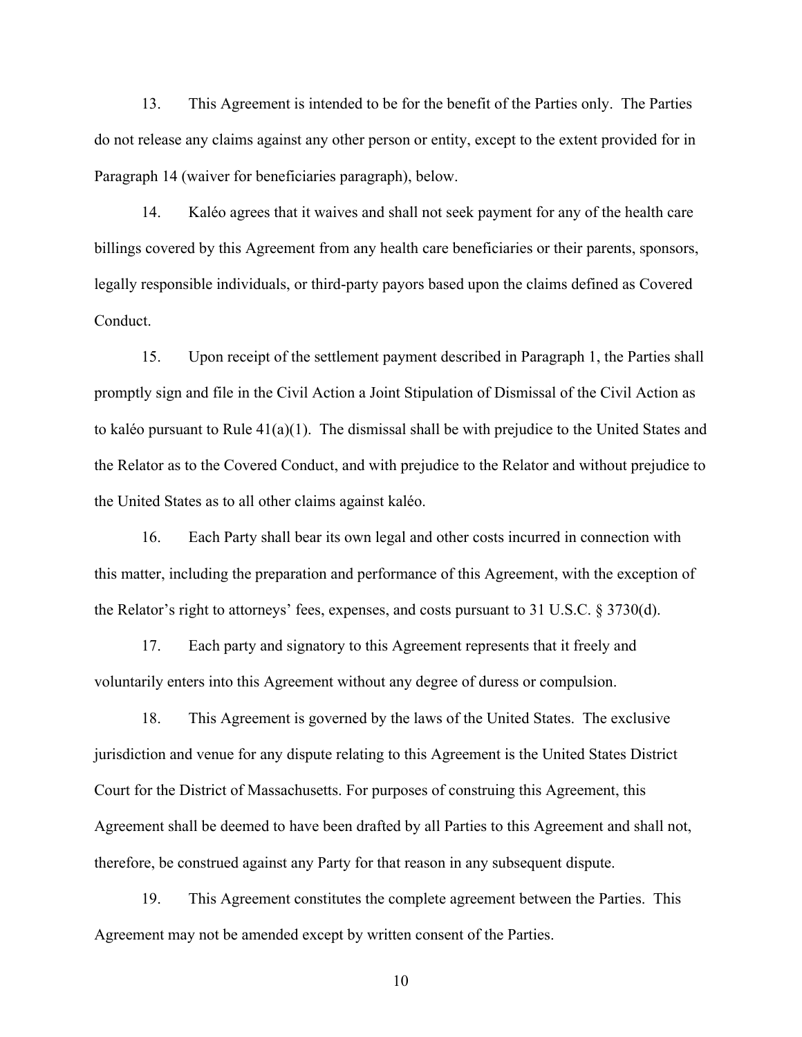13. This Agreement is intended to be for the benefit of the Parties only. The Parties do not release any claims against any other person or entity, except to the extent provided for in Paragraph 14 (waiver for beneficiaries paragraph), below.

14. Kaléo agrees that it waives and shall not seek payment for any of the health care billings covered by this Agreement from any health care beneficiaries or their parents, sponsors, legally responsible individuals, or third-party payors based upon the claims defined as Covered Conduct.

15. Upon receipt of the settlement payment described in Paragraph 1, the Parties shall promptly sign and file in the Civil Action a Joint Stipulation of Dismissal of the Civil Action as to kaléo pursuant to Rule 41(a)(1). The dismissal shall be with prejudice to the United States and the Relator as to the Covered Conduct, and with prejudice to the Relator and without prejudice to the United States as to all other claims against kaléo.

16. Each Party shall bear its own legal and other costs incurred in connection with this matter, including the preparation and performance of this Agreement, with the exception of the Relator's right to attorneys' fees, expenses, and costs pursuant to 31 U.S.C. § 3730(d).

17. Each party and signatory to this Agreement represents that it freely and voluntarily enters into this Agreement without any degree of duress or compulsion.

18. This Agreement is governed by the laws of the United States. The exclusive jurisdiction and venue for any dispute relating to this Agreement is the United States District Court for the District of Massachusetts. For purposes of construing this Agreement, this Agreement shall be deemed to have been drafted by all Parties to this Agreement and shall not, therefore, be construed against any Party for that reason in any subsequent dispute.

19. This Agreement constitutes the complete agreement between the Parties. This Agreement may not be amended except by written consent of the Parties.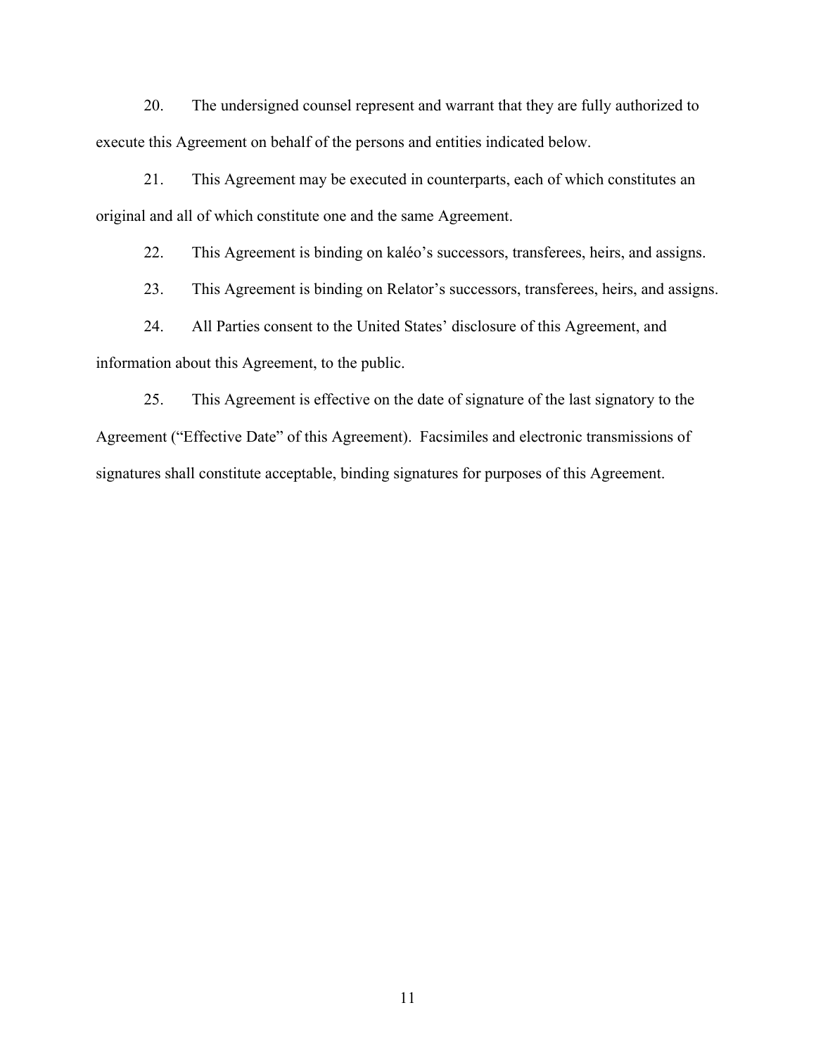20. The undersigned counsel represent and warrant that they are fully authorized to execute this Agreement on behalf of the persons and entities indicated below.

21. This Agreement may be executed in counterparts, each of which constitutes an original and all of which constitute one and the same Agreement.

22. This Agreement is binding on kaléo's successors, transferees, heirs, and assigns.

23. This Agreement is binding on Relator's successors, transferees, heirs, and assigns.

24. All Parties consent to the United States' disclosure of this Agreement, and information about this Agreement, to the public.

25. This Agreement is effective on the date of signature of the last signatory to the Agreement ("Effective Date" of this Agreement). Facsimiles and electronic transmissions of signatures shall constitute acceptable, binding signatures for purposes of this Agreement.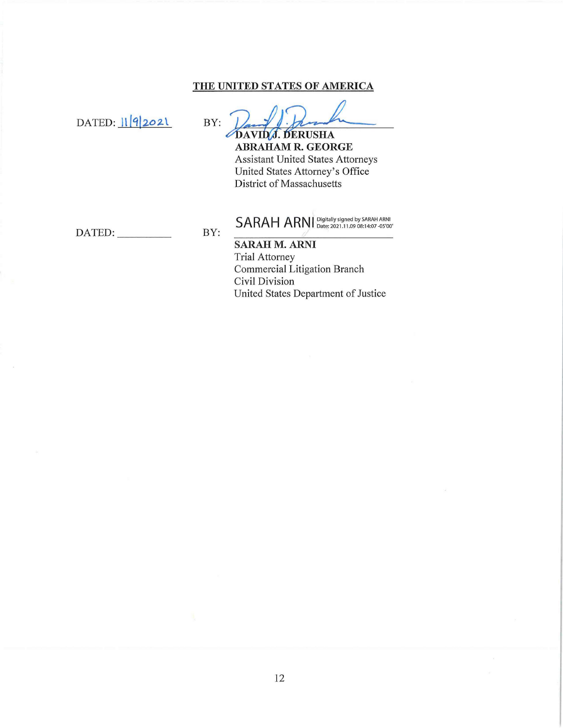**THE UNITED STATES OF AMERICA**

DATED: 11/9/2021 BY: ______________________

**DAVID J. DERUSHA**
**ABRAHAM R. GEORGE**
Assistant United States Attorneys
United States Attorney's Office
District of Massachusetts

DATED: __________ BY: SARAH ARNI Digitally signed by SARAH ARNI Date: 2021.11.09 08:14:07 -05'00'

**SARAH M. ARNI**
Trial Attorney
Commercial Litigation Branch
Civil Division
United States Department of Justice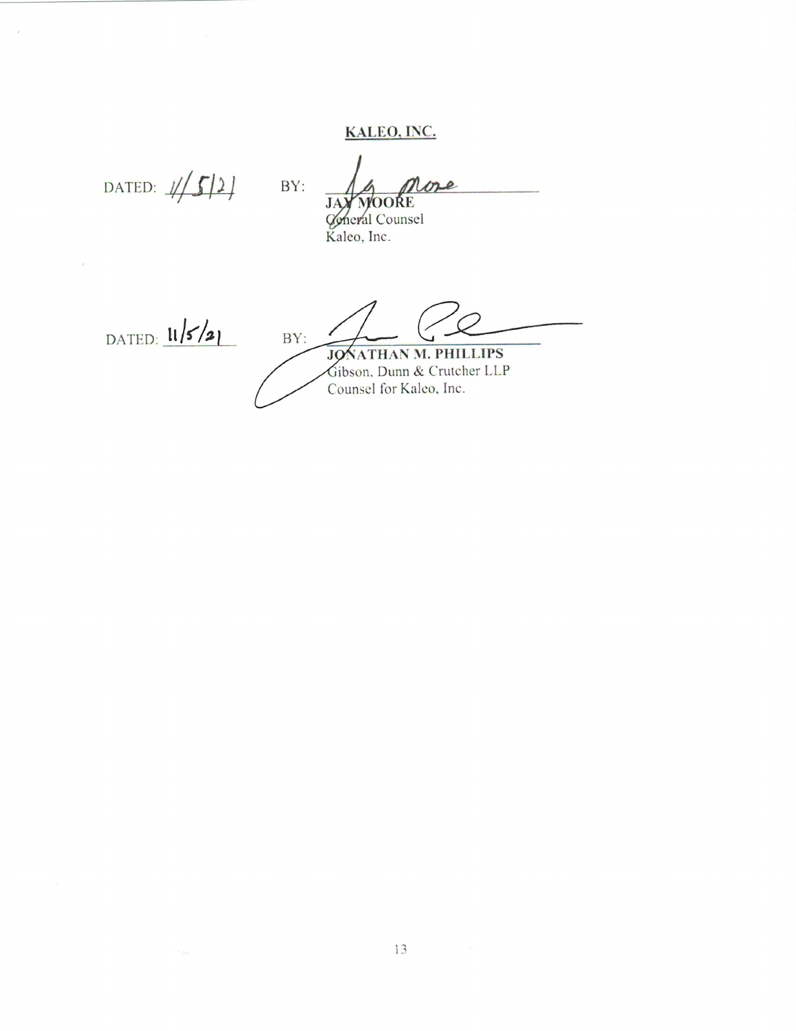**KALEO, INC.**

DATED: 11/5/21 BY: ______________________
**JAY MOORE**
General Counsel
Kaleo, Inc.

DATED: 11/5/21 BY: ______________________
**JONATHAN M. PHILLIPS**
Gibson, Dunn & Crutcher LLP
Counsel for Kaleo, Inc.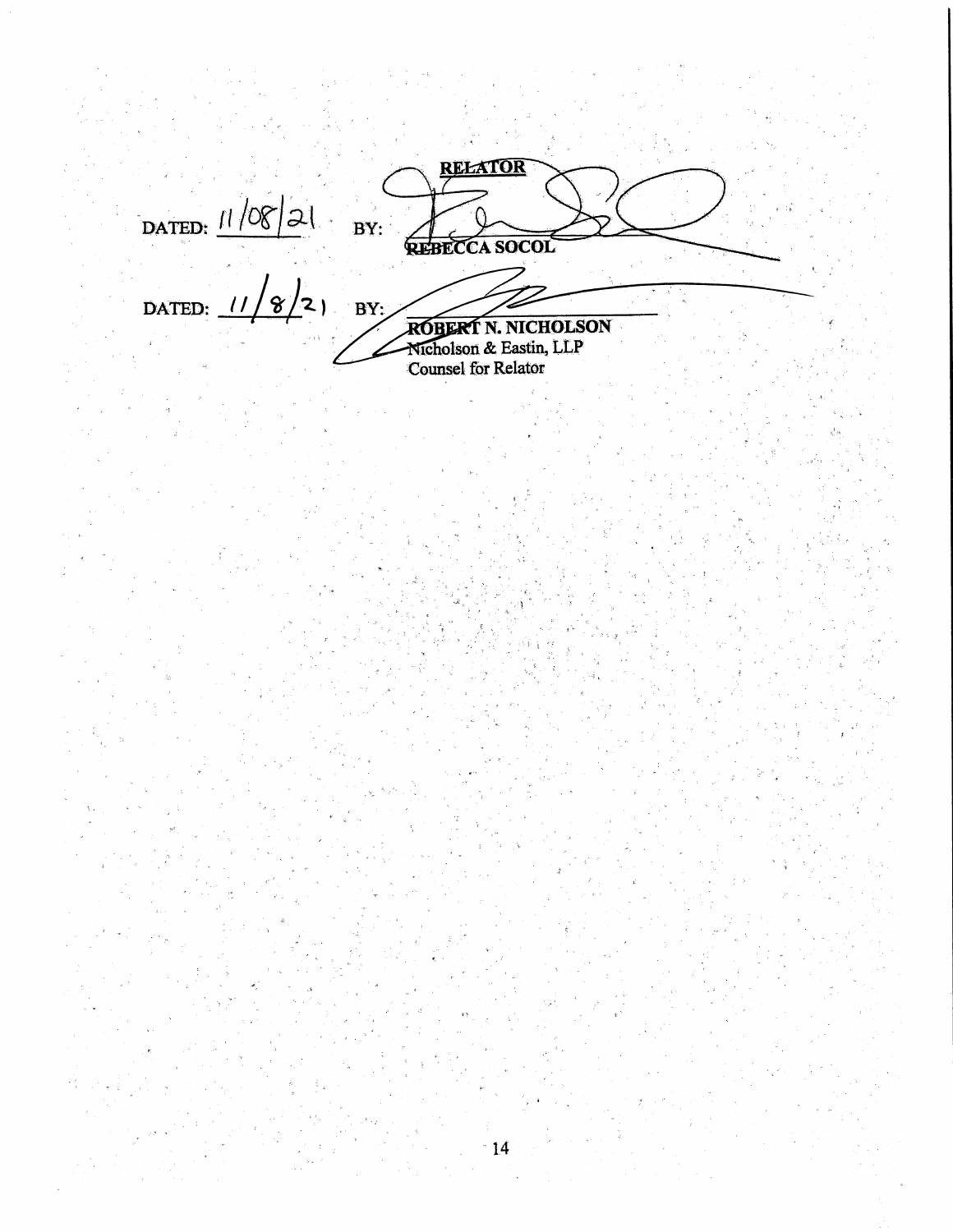**RELATOR**

DATED: 11/08/21 BY: ______________________

**REBECCA SOCOL**

DATED: 11/8/21 BY: ______________________

**ROBERT N. NICHOLSON**
Nicholson & Eastin, LLP
Counsel for Relator